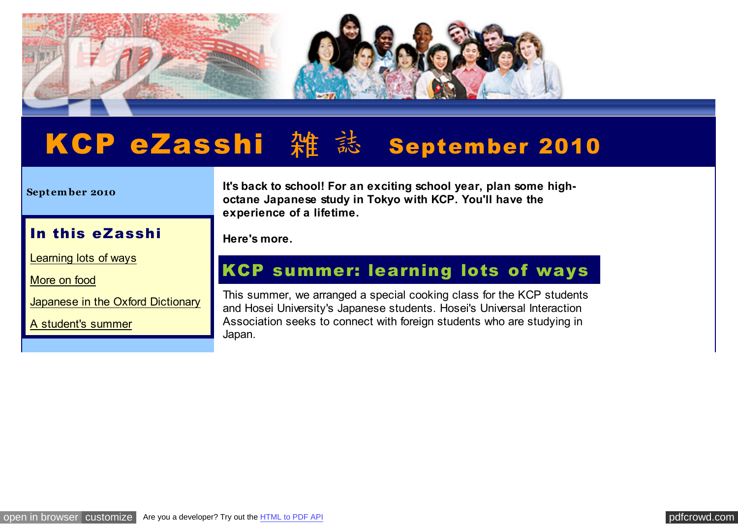# KCP eZasshi 雑 誌 September 2010

September 2010

### In this eZasshi

Learning lots of ways

More on food

Japanese in the Oxford Dictionary

A student's summer

**It's back to school! For an exciting school year, plan some high-octane Japanese study in Tokyo with KCP. You'll have the experience of a lifetime.**

**Here's more.**

## KCP summer: learning lots of ways

This summer, we arranged a special cooking class for the KCP students and Hosei University's Japanese students. Hosei's Universal Interaction Association seeks to connect with foreign students who are studying in Japan.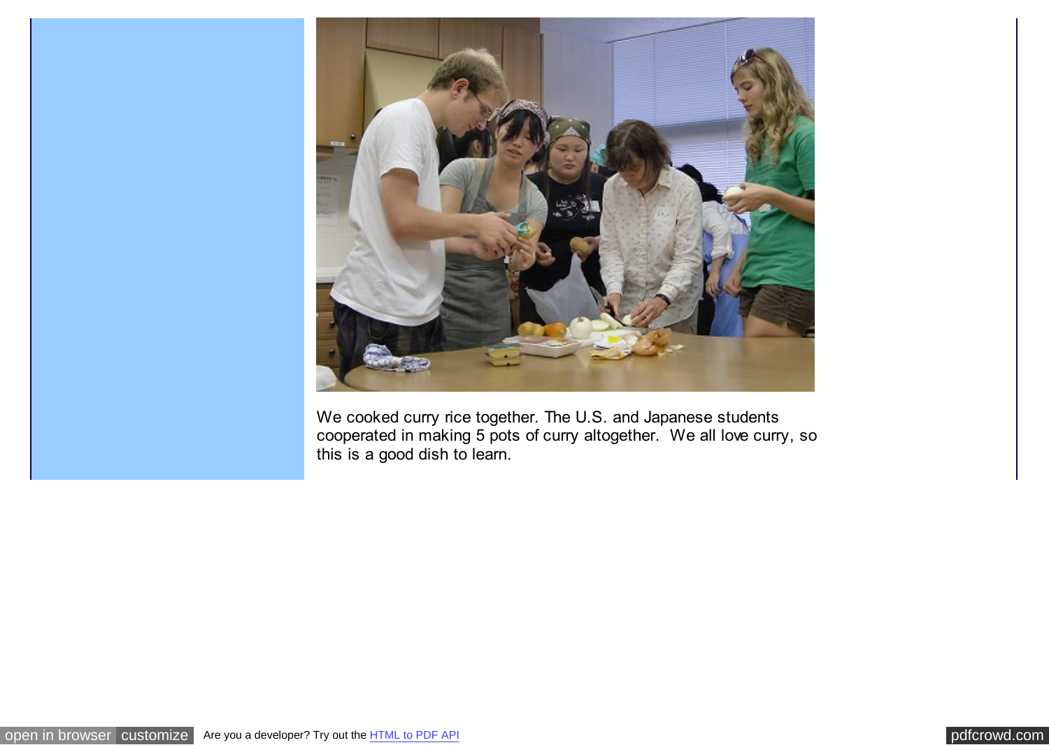We cooked curry rice together. The U.S. and Japanese students cooperated in making 5 pots of curry altogether.  We all love curry, so this is a good dish to learn.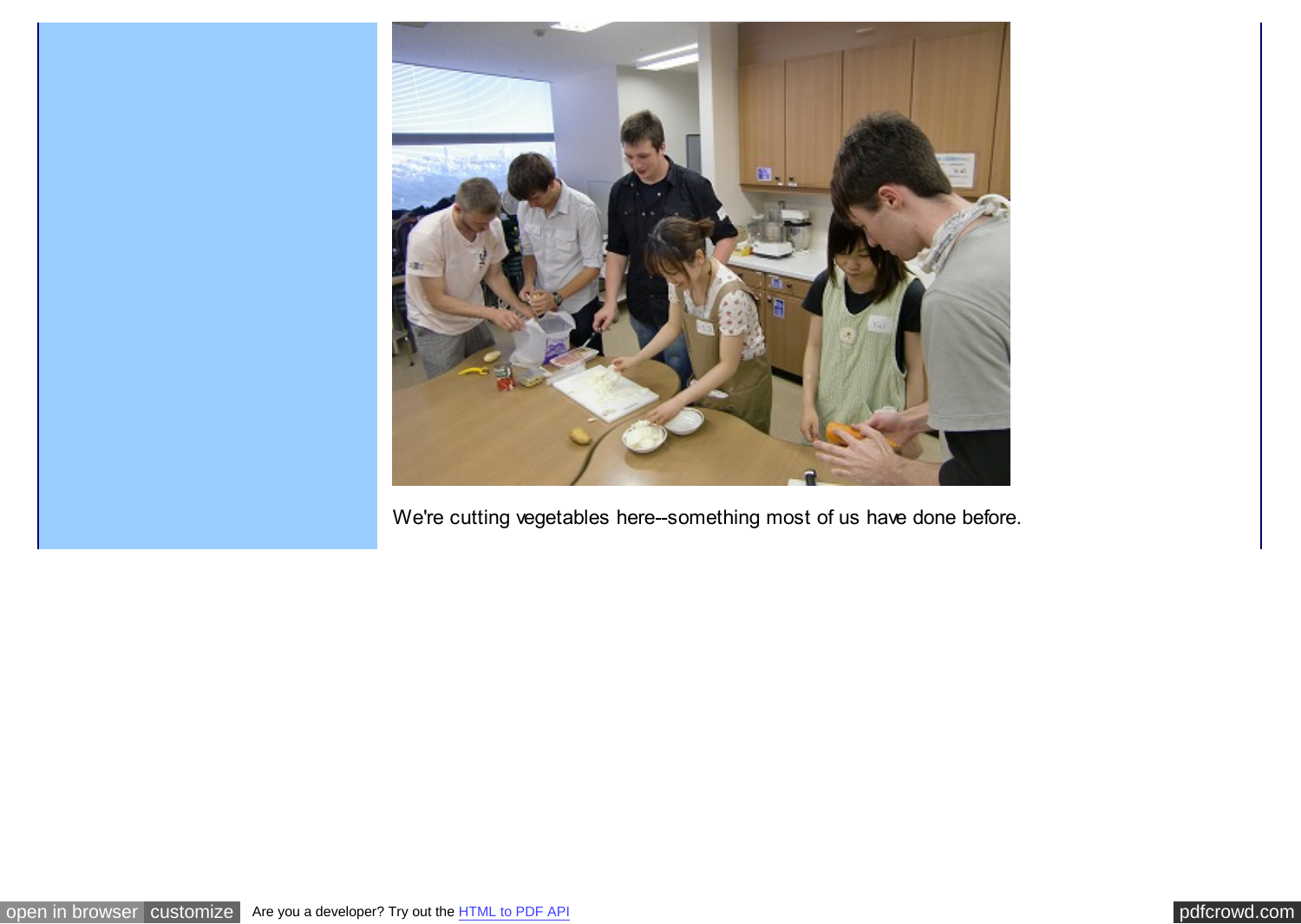We're cutting vegetables here--something most of us have done before.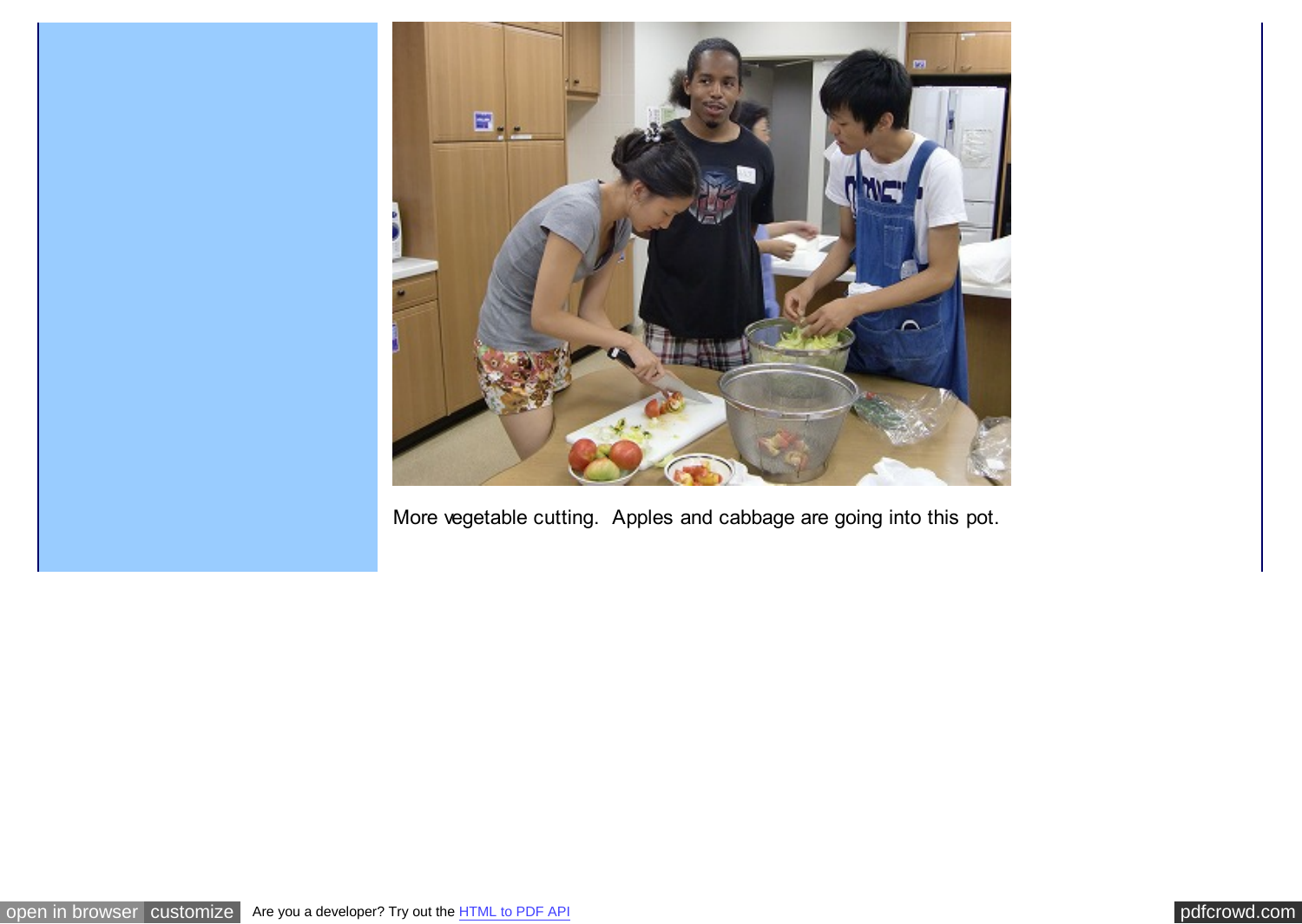More vegetable cutting.  Apples and cabbage are going into this pot.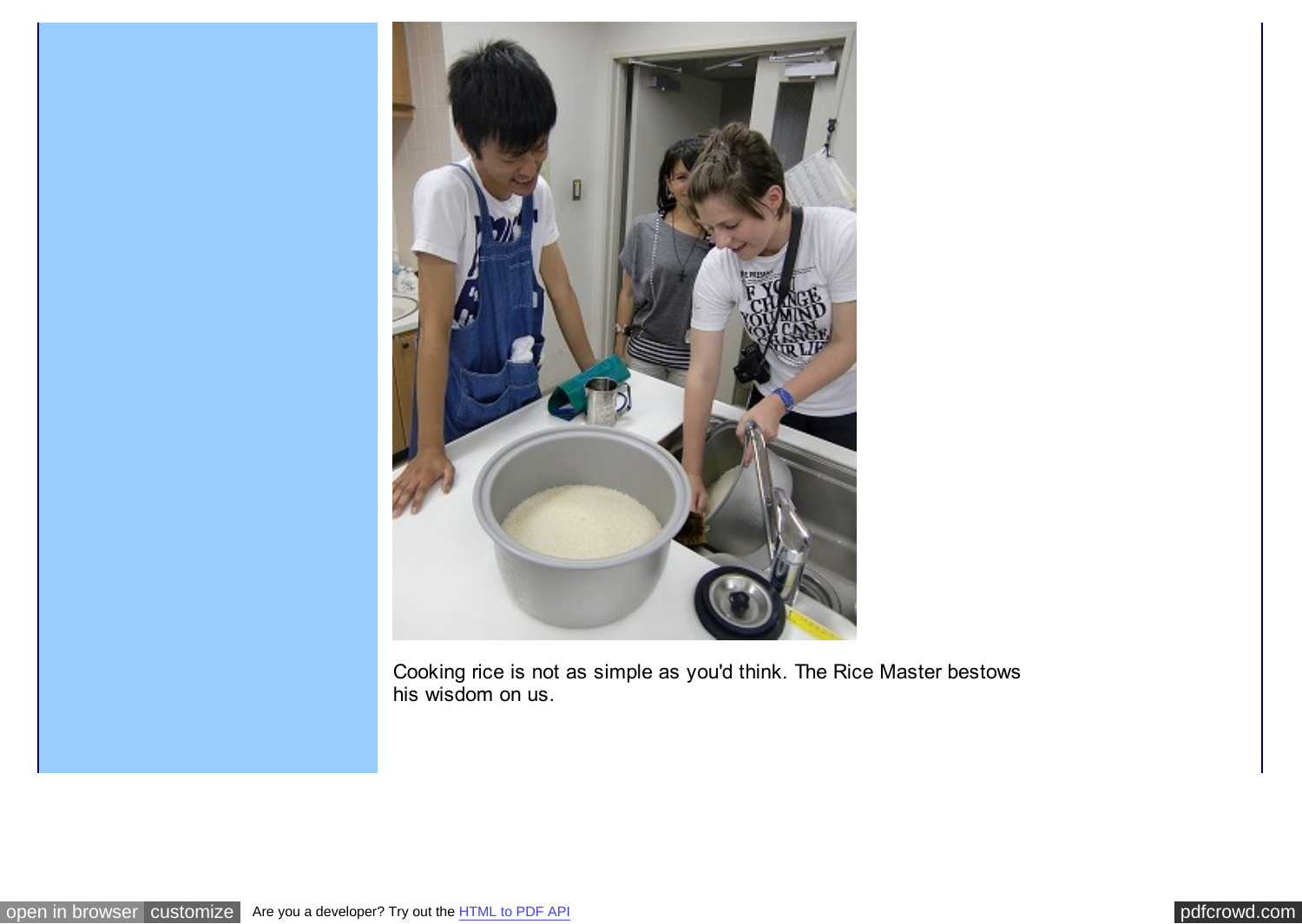Cooking rice is not as simple as you'd think. The Rice Master bestows his wisdom on us.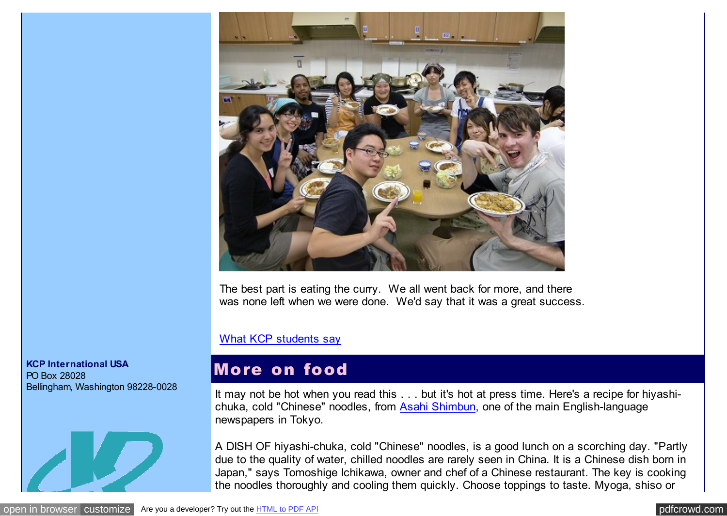The best part is eating the curry. We all went back for more, and there was none left when we were done. We'd say that it was a great success.

What KCP students say

**KCP International USA**
PO Box 28028
Bellingham, Washington 98228-0028

## More on food

It may not be hot when you read this . . . but it's hot at press time. Here's a recipe for hiyashi-chuka, cold "Chinese" noodles, from Asahi Shimbun, one of the main English-language newspapers in Tokyo.

A DISH OF hiyashi-chuka, cold "Chinese" noodles, is a good lunch on a scorching day. "Partly due to the quality of water, chilled noodles are rarely seen in China. It is a Chinese dish born in Japan," says Tomoshige Ichikawa, owner and chef of a Chinese restaurant. The key is cooking the noodles thoroughly and cooling them quickly. Choose toppings to taste. Myoga, shiso or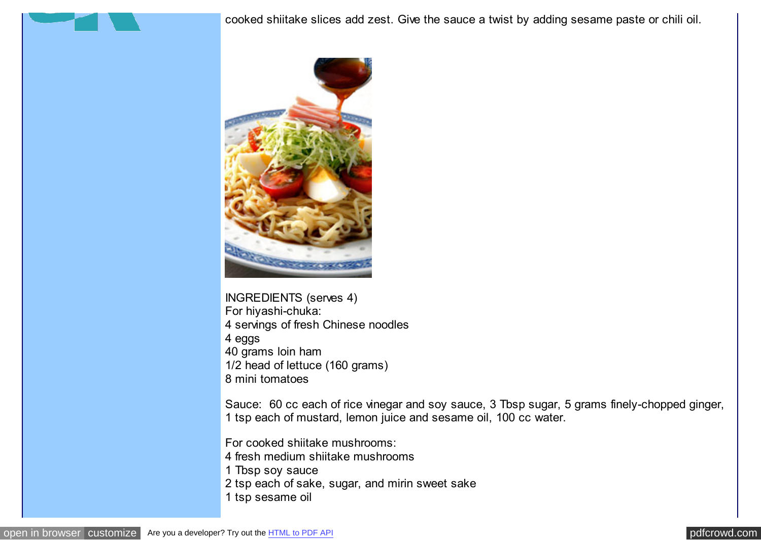cooked shiitake slices add zest. Give the sauce a twist by adding sesame paste or chili oil.

INGREDIENTS (serves 4)
For hiyashi-chuka:
4 servings of fresh Chinese noodles
4 eggs
40 grams loin ham
1/2 head of lettuce (160 grams)
8 mini tomatoes

Sauce: 60 cc each of rice vinegar and soy sauce, 3 Tbsp sugar, 5 grams finely-chopped ginger, 1 tsp each of mustard, lemon juice and sesame oil, 100 cc water.

For cooked shiitake mushrooms:
4 fresh medium shiitake mushrooms
1 Tbsp soy sauce
2 tsp each of sake, sugar, and mirin sweet sake
1 tsp sesame oil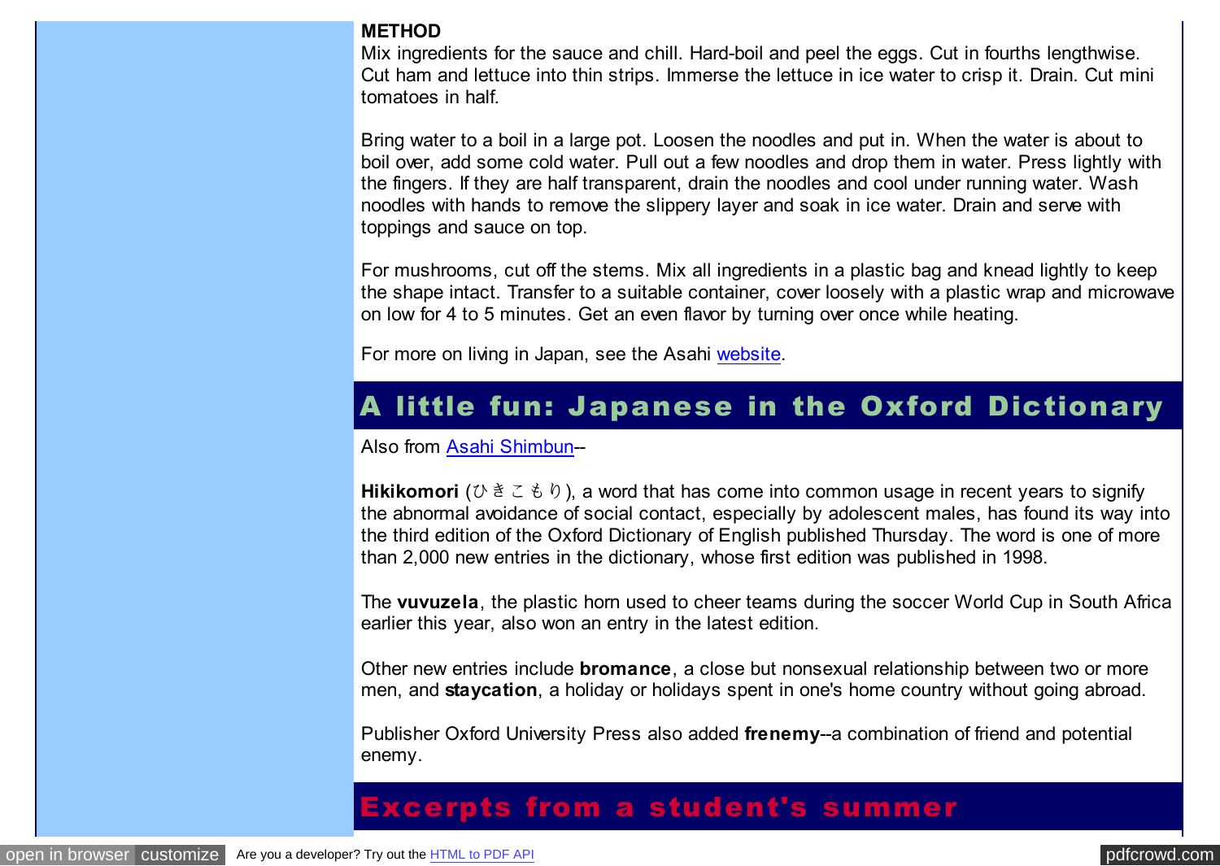**METHOD**

Mix ingredients for the sauce and chill. Hard-boil and peel the eggs. Cut in fourths lengthwise. Cut ham and lettuce into thin strips. Immerse the lettuce in ice water to crisp it. Drain. Cut mini tomatoes in half.

Bring water to a boil in a large pot. Loosen the noodles and put in. When the water is about to boil over, add some cold water. Pull out a few noodles and drop them in water. Press lightly with the fingers. If they are half transparent, drain the noodles and cool under running water. Wash noodles with hands to remove the slippery layer and soak in ice water. Drain and serve with toppings and sauce on top.

For mushrooms, cut off the stems. Mix all ingredients in a plastic bag and knead lightly to keep the shape intact. Transfer to a suitable container, cover loosely with a plastic wrap and microwave on low for 4 to 5 minutes. Get an even flavor by turning over once while heating.

For more on living in Japan, see the Asahi website.

## A little fun: Japanese in the Oxford Dictionary

Also from Asahi Shimbun--

**Hikikomori** (ひきこもり), a word that has come into common usage in recent years to signify the abnormal avoidance of social contact, especially by adolescent males, has found its way into the third edition of the Oxford Dictionary of English published Thursday. The word is one of more than 2,000 new entries in the dictionary, whose first edition was published in 1998.

The **vuvuzela**, the plastic horn used to cheer teams during the soccer World Cup in South Africa earlier this year, also won an entry in the latest edition.

Other new entries include **bromance**, a close but nonsexual relationship between two or more men, and **staycation**, a holiday or holidays spent in one's home country without going abroad.

Publisher Oxford University Press also added **frenemy**--a combination of friend and potential enemy.

## Excerpts from a student's summer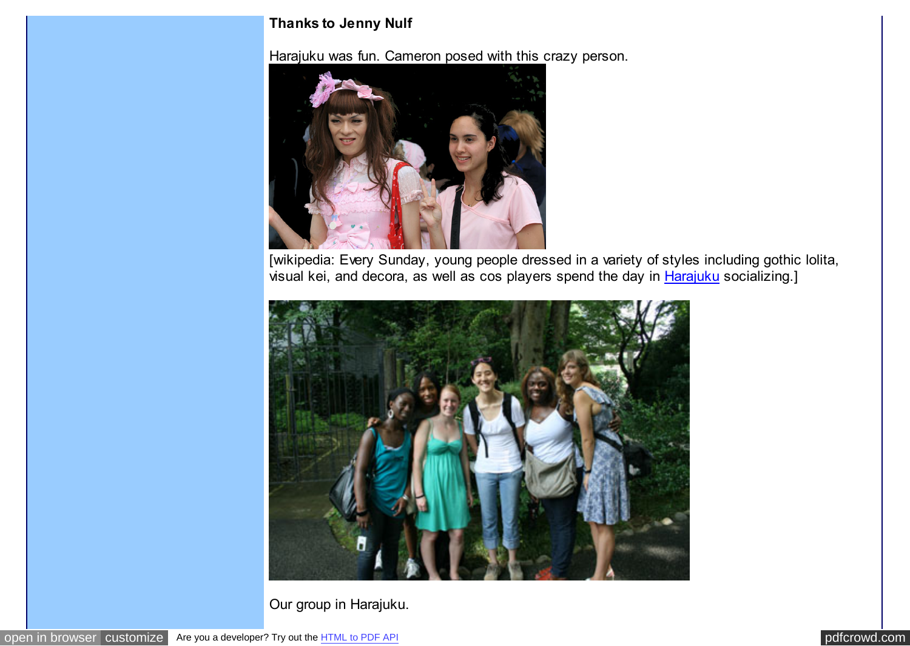**Thanks to Jenny Nulf**

Harajuku was fun. Cameron posed with this crazy person.

[wikipedia: Every Sunday, young people dressed in a variety of styles including gothic lolita, visual kei, and decora, as well as cos players spend the day in Harajuku socializing.]

Our group in Harajuku.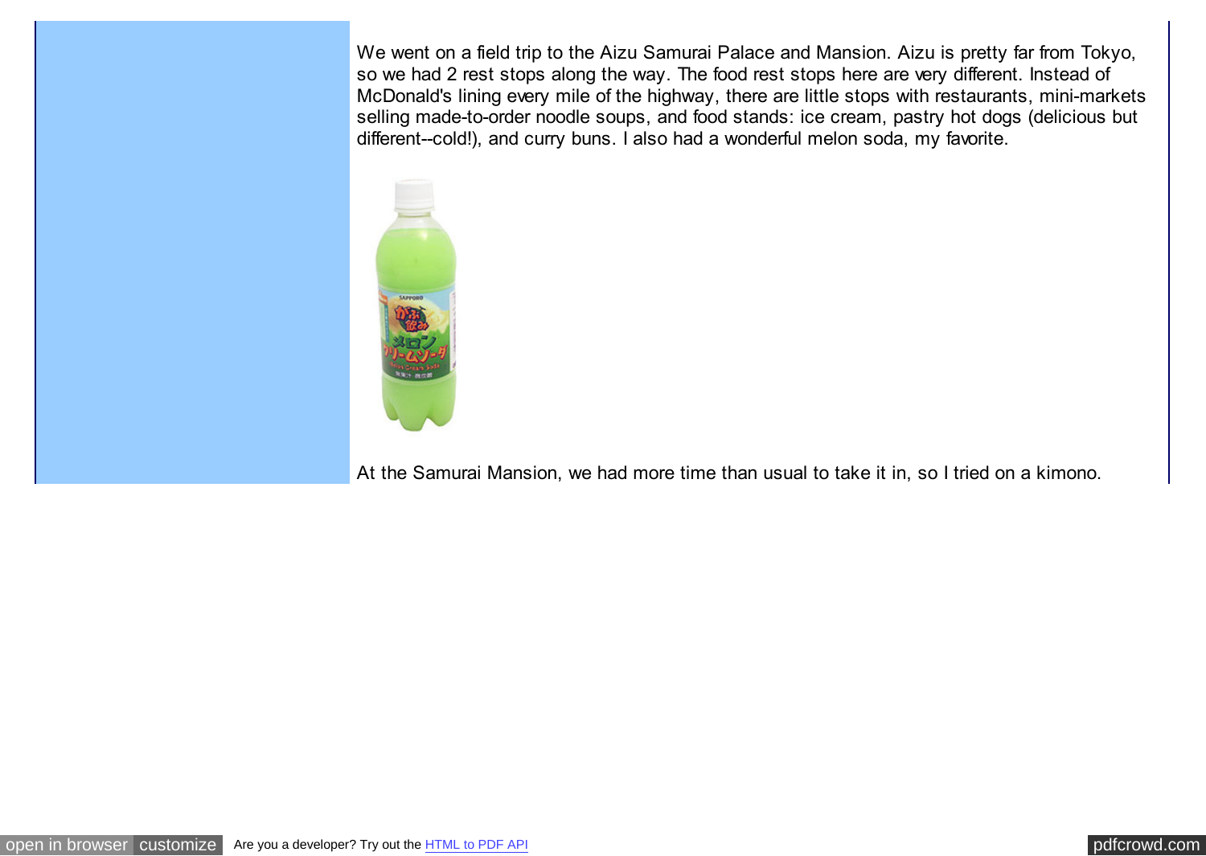We went on a field trip to the Aizu Samurai Palace and Mansion. Aizu is pretty far from Tokyo, so we had 2 rest stops along the way. The food rest stops here are very different. Instead of McDonald's lining every mile of the highway, there are little stops with restaurants, mini-markets selling made-to-order noodle soups, and food stands: ice cream, pastry hot dogs (delicious but different--cold!), and curry buns. I also had a wonderful melon soda, my favorite.

At the Samurai Mansion, we had more time than usual to take it in, so I tried on a kimono.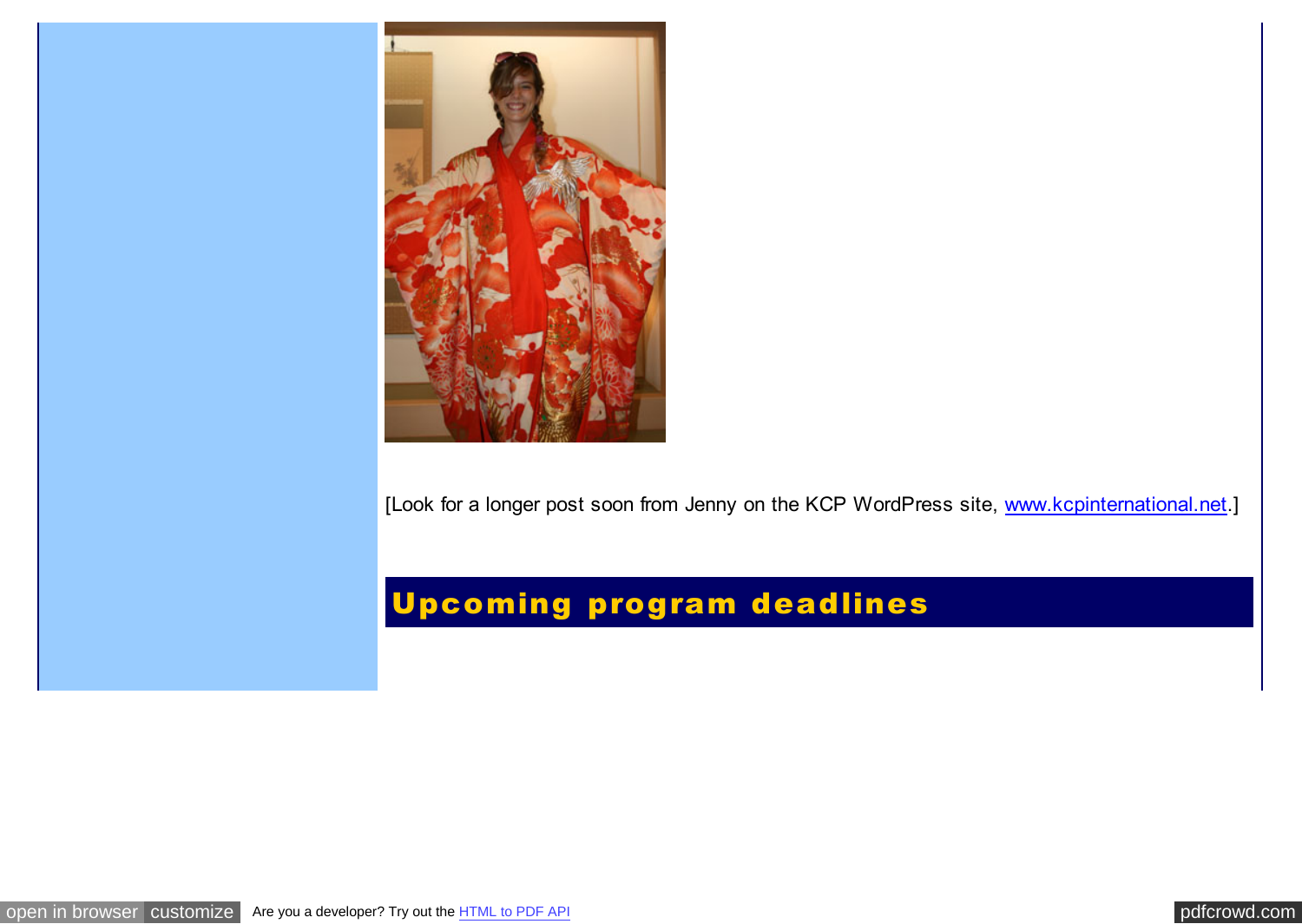[Look for a longer post soon from Jenny on the KCP WordPress site, www.kcpinternational.net.]

## Upcoming program deadlines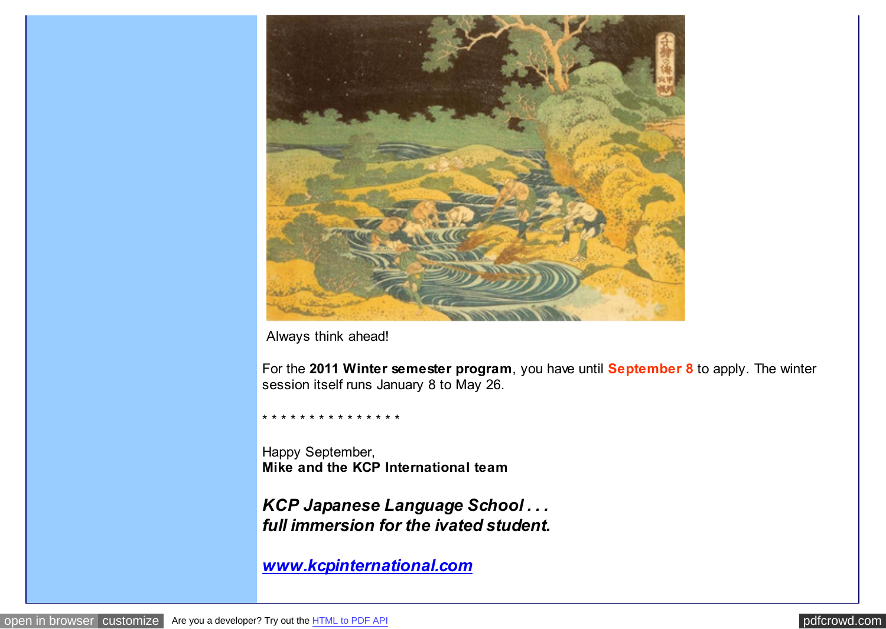Always think ahead!

For the **2011 Winter semester program**, you have until **September 8** to apply. The winter session itself runs January 8 to May 26.

* * * * * * * * * * * * * * *

Happy September,
**Mike and the KCP International team**

***KCP Japanese Language School . . .***
***full immersion for the ivated student.***

[***www.kcpinternational.com***](http://www.kcpinternational.com)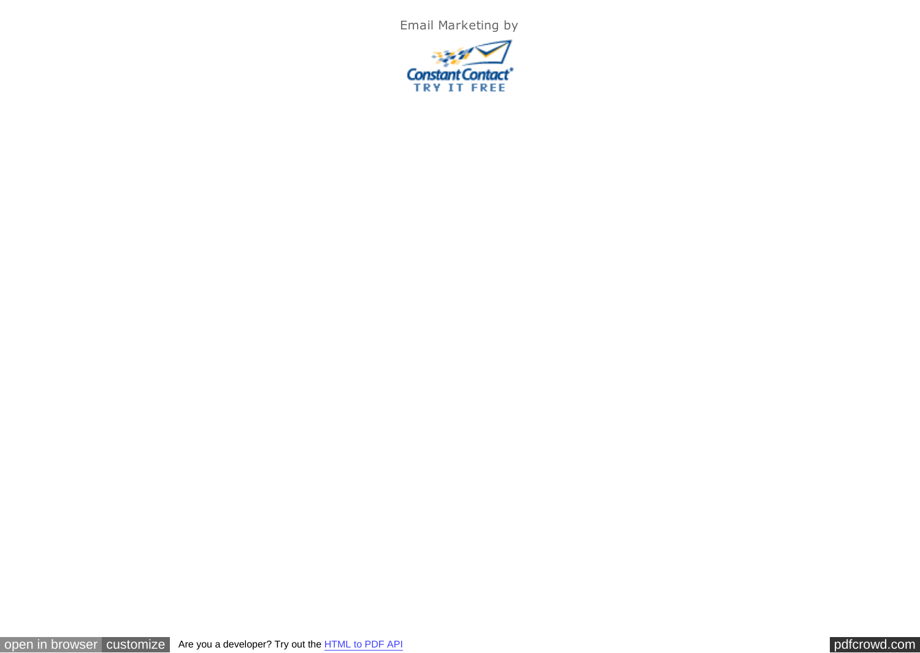Email Marketing by

Constant Contact
TRY IT FREE